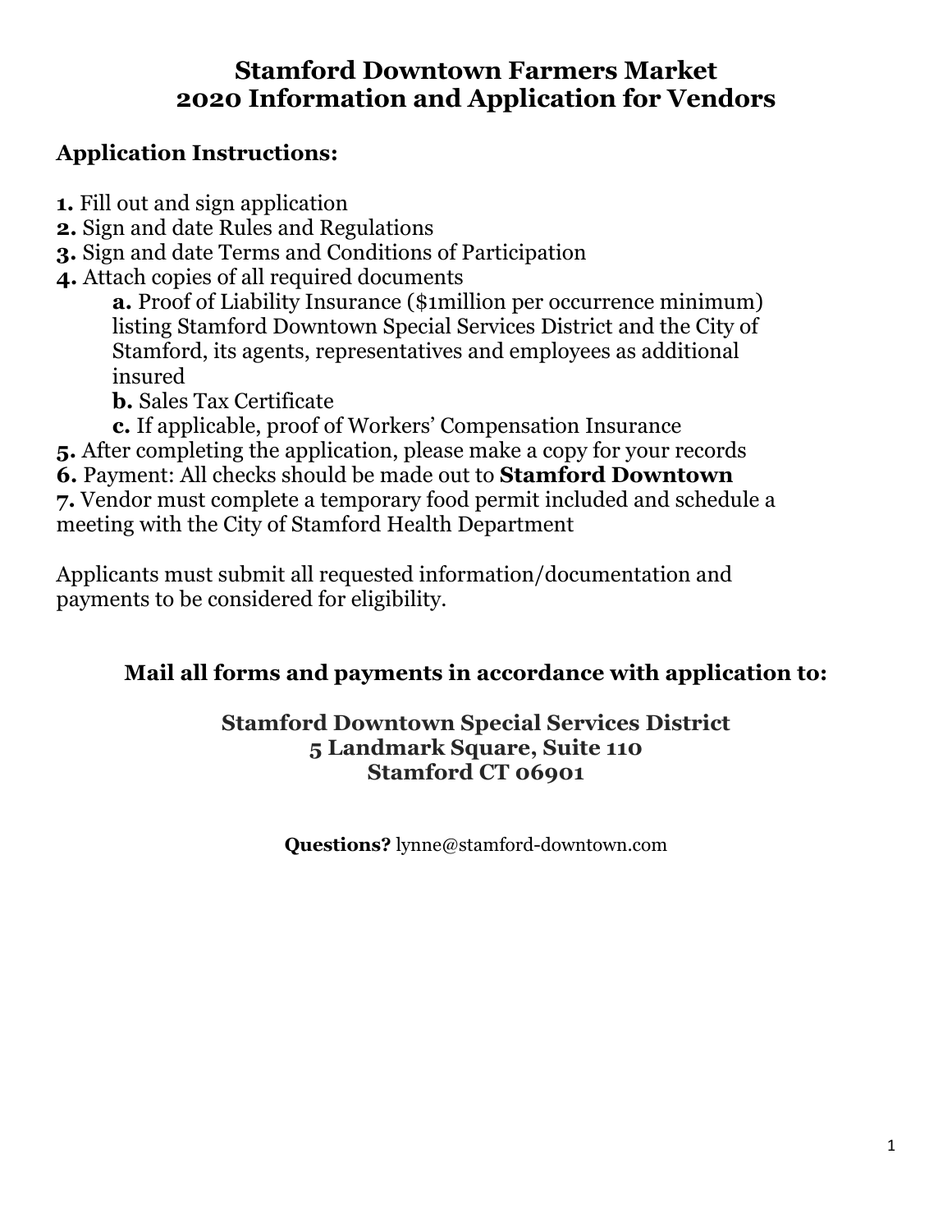# Stamford Downtown Farmers Market
# 2020 Information and Application for Vendors

## Application Instructions:

**1.** Fill out and sign application
**2.** Sign and date Rules and Regulations
**3.** Sign and date Terms and Conditions of Participation
**4.** Attach copies of all required documents

- **a.** Proof of Liability Insurance ($1million per occurrence minimum) listing Stamford Downtown Special Services District and the City of Stamford, its agents, representatives and employees as additional insured
- **b.** Sales Tax Certificate
- **c.** If applicable, proof of Workers' Compensation Insurance

**5.** After completing the application, please make a copy for your records
**6.** Payment: All checks should be made out to **Stamford Downtown**
**7.** Vendor must complete a temporary food permit included and schedule a meeting with the City of Stamford Health Department

Applicants must submit all requested information/documentation and payments to be considered for eligibility.

### Mail all forms and payments in accordance with application to:

**Stamford Downtown Special Services District**
**5 Landmark Square, Suite 110**
**Stamford CT 06901**

**Questions?** lynne@stamford-downtown.com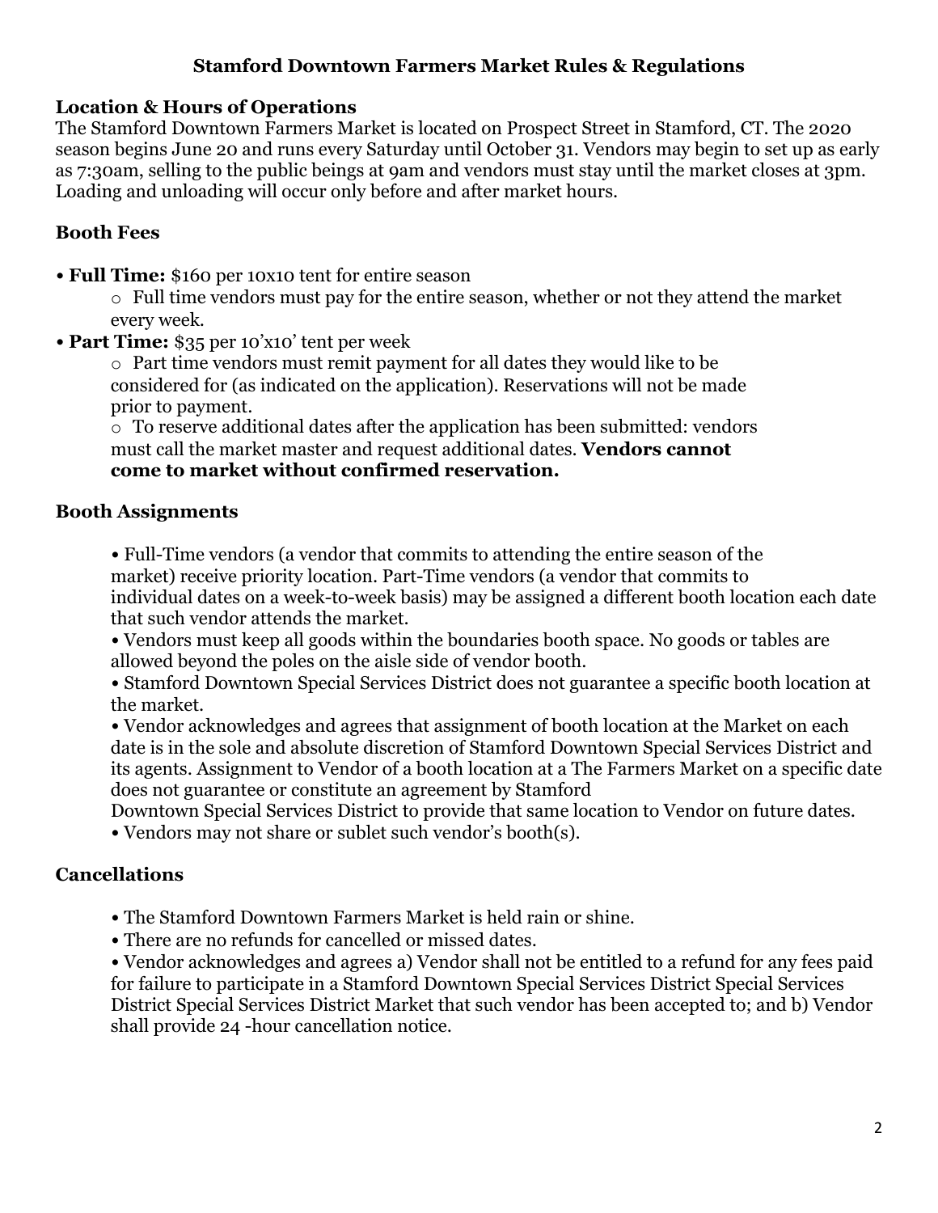# Stamford Downtown Farmers Market Rules & Regulations

## Location & Hours of Operations

The Stamford Downtown Farmers Market is located on Prospect Street in Stamford, CT. The 2020 season begins June 20 and runs every Saturday until October 31. Vendors may begin to set up as early as 7:30am, selling to the public beings at 9am and vendors must stay until the market closes at 3pm. Loading and unloading will occur only before and after market hours.

## Booth Fees

- **Full Time:** $160 per 10x10 tent for entire season
  - Full time vendors must pay for the entire season, whether or not they attend the market every week.
- **Part Time:** $35 per 10'x10' tent per week
  - Part time vendors must remit payment for all dates they would like to be considered for (as indicated on the application). Reservations will not be made prior to payment.
  - To reserve additional dates after the application has been submitted: vendors must call the market master and request additional dates. **Vendors cannot come to market without confirmed reservation.**

## Booth Assignments

- Full-Time vendors (a vendor that commits to attending the entire season of the market) receive priority location. Part-Time vendors (a vendor that commits to individual dates on a week-to-week basis) may be assigned a different booth location each date that such vendor attends the market.
- Vendors must keep all goods within the boundaries booth space. No goods or tables are allowed beyond the poles on the aisle side of vendor booth.
- Stamford Downtown Special Services District does not guarantee a specific booth location at the market.
- Vendor acknowledges and agrees that assignment of booth location at the Market on each date is in the sole and absolute discretion of Stamford Downtown Special Services District and its agents. Assignment to Vendor of a booth location at a The Farmers Market on a specific date does not guarantee or constitute an agreement by Stamford Downtown Special Services District to provide that same location to Vendor on future dates.
- Vendors may not share or sublet such vendor's booth(s).

## Cancellations

- The Stamford Downtown Farmers Market is held rain or shine.
- There are no refunds for cancelled or missed dates.
- Vendor acknowledges and agrees a) Vendor shall not be entitled to a refund for any fees paid for failure to participate in a Stamford Downtown Special Services District Special Services District Special Services District Market that such vendor has been accepted to; and b) Vendor shall provide 24 -hour cancellation notice.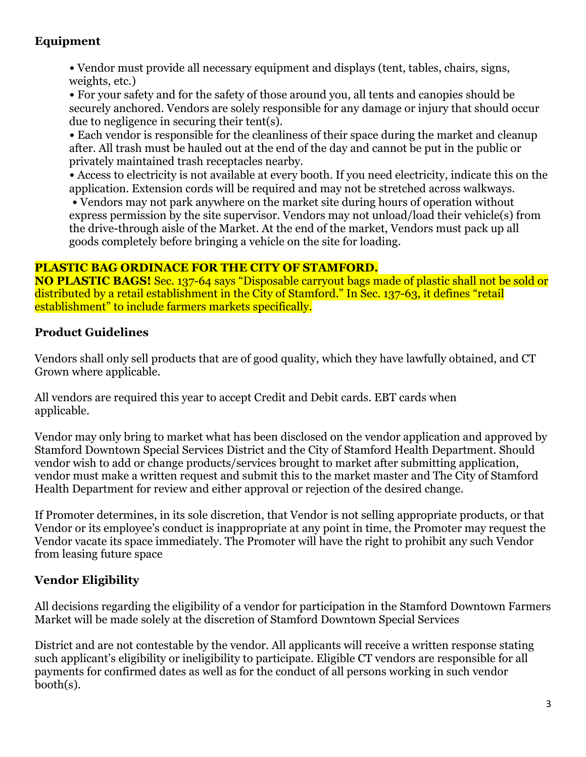## Equipment

- Vendor must provide all necessary equipment and displays (tent, tables, chairs, signs, weights, etc.)
- For your safety and for the safety of those around you, all tents and canopies should be securely anchored. Vendors are solely responsible for any damage or injury that should occur due to negligence in securing their tent(s).
- Each vendor is responsible for the cleanliness of their space during the market and cleanup after. All trash must be hauled out at the end of the day and cannot be put in the public or privately maintained trash receptacles nearby.
- Access to electricity is not available at every booth. If you need electricity, indicate this on the application. Extension cords will be required and may not be stretched across walkways.
- Vendors may not park anywhere on the market site during hours of operation without express permission by the site supervisor. Vendors may not unload/load their vehicle(s) from the drive-through aisle of the Market. At the end of the market, Vendors must pack up all goods completely before bringing a vehicle on the site for loading.

**PLASTIC BAG ORDINACE FOR THE CITY OF STAMFORD.**
**NO PLASTIC BAGS!** Sec. 137-64 says "Disposable carryout bags made of plastic shall not be sold or distributed by a retail establishment in the City of Stamford." In Sec. 137-63, it defines "retail establishment" to include farmers markets specifically.

## Product Guidelines

Vendors shall only sell products that are of good quality, which they have lawfully obtained, and CT Grown where applicable.

All vendors are required this year to accept Credit and Debit cards. EBT cards when applicable.

Vendor may only bring to market what has been disclosed on the vendor application and approved by Stamford Downtown Special Services District and the City of Stamford Health Department. Should vendor wish to add or change products/services brought to market after submitting application, vendor must make a written request and submit this to the market master and The City of Stamford Health Department for review and either approval or rejection of the desired change.

If Promoter determines, in its sole discretion, that Vendor is not selling appropriate products, or that Vendor or its employee's conduct is inappropriate at any point in time, the Promoter may request the Vendor vacate its space immediately. The Promoter will have the right to prohibit any such Vendor from leasing future space

## Vendor Eligibility

All decisions regarding the eligibility of a vendor for participation in the Stamford Downtown Farmers Market will be made solely at the discretion of Stamford Downtown Special Services

District and are not contestable by the vendor. All applicants will receive a written response stating such applicant's eligibility or ineligibility to participate. Eligible CT vendors are responsible for all payments for confirmed dates as well as for the conduct of all persons working in such vendor booth(s).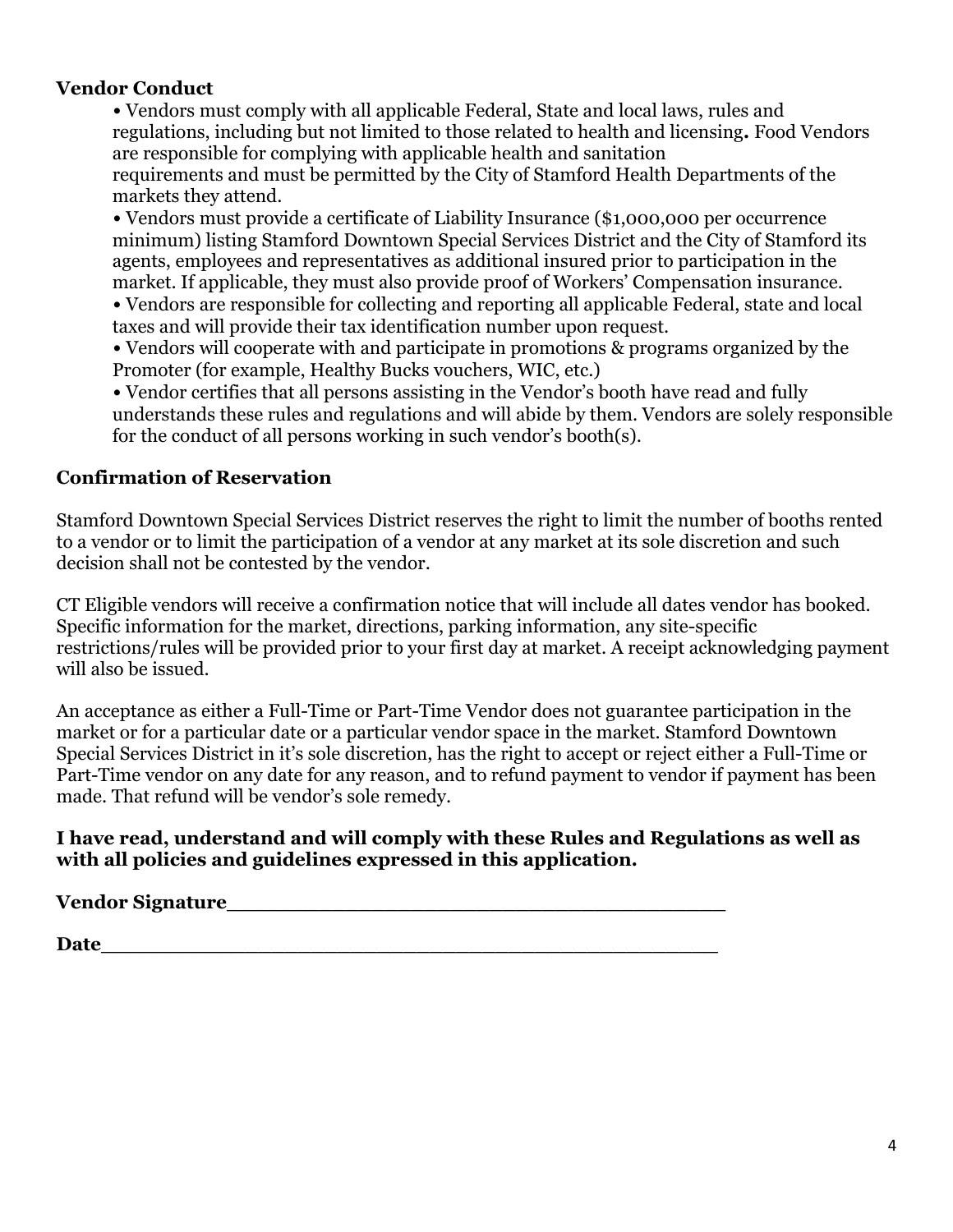**Vendor Conduct**

• Vendors must comply with all applicable Federal, State and local laws, rules and regulations, including but not limited to those related to health and licensing**.** Food Vendors are responsible for complying with applicable health and sanitation requirements and must be permitted by the City of Stamford Health Departments of the markets they attend.

• Vendors must provide a certificate of Liability Insurance ($1,000,000 per occurrence minimum) listing Stamford Downtown Special Services District and the City of Stamford its agents, employees and representatives as additional insured prior to participation in the market. If applicable, they must also provide proof of Workers' Compensation insurance.

• Vendors are responsible for collecting and reporting all applicable Federal, state and local taxes and will provide their tax identification number upon request.

• Vendors will cooperate with and participate in promotions & programs organized by the Promoter (for example, Healthy Bucks vouchers, WIC, etc.)

• Vendor certifies that all persons assisting in the Vendor's booth have read and fully understands these rules and regulations and will abide by them. Vendors are solely responsible for the conduct of all persons working in such vendor's booth(s).

**Confirmation of Reservation**

Stamford Downtown Special Services District reserves the right to limit the number of booths rented to a vendor or to limit the participation of a vendor at any market at its sole discretion and such decision shall not be contested by the vendor.

CT Eligible vendors will receive a confirmation notice that will include all dates vendor has booked. Specific information for the market, directions, parking information, any site-specific restrictions/rules will be provided prior to your first day at market. A receipt acknowledging payment will also be issued.

An acceptance as either a Full-Time or Part-Time Vendor does not guarantee participation in the market or for a particular date or a particular vendor space in the market. Stamford Downtown Special Services District in it's sole discretion, has the right to accept or reject either a Full-Time or Part-Time vendor on any date for any reason, and to refund payment to vendor if payment has been made. That refund will be vendor's sole remedy.

**I have read, understand and will comply with these Rules and Regulations as well as with all policies and guidelines expressed in this application.**

**Vendor Signature**_________________________________________

**Date**_________________________________________________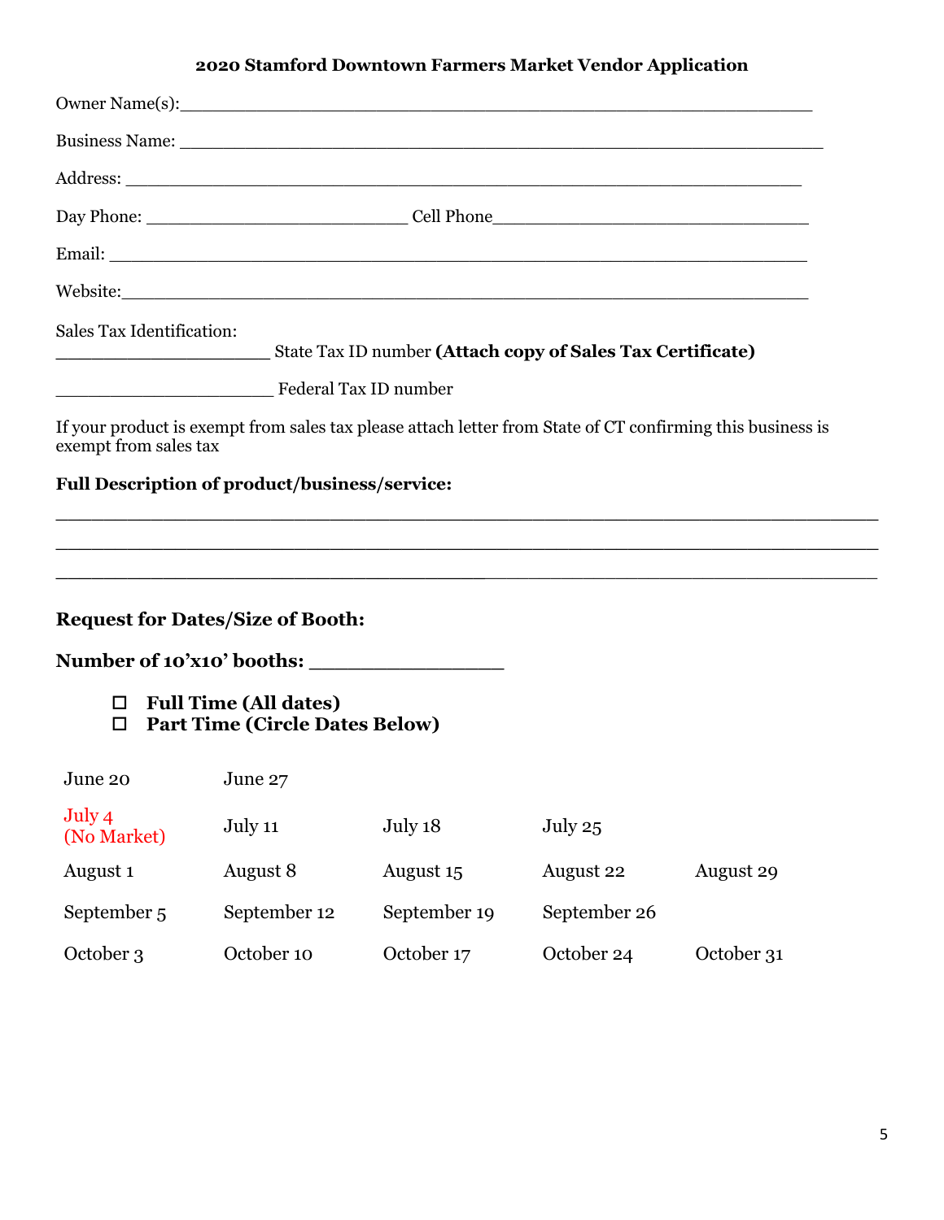**2020 Stamford Downtown Farmers Market Vendor Application**

Owner Name(s):___________________________________________________________

Business Name: ____________________________________________________________

Address: _________________________________________________________________

Day Phone: _________________________ Cell Phone______________________________

Email: ___________________________________________________________________

Website:__________________________________________________________________

Sales Tax Identification:

____________________ State Tax ID number **(Attach copy of Sales Tax Certificate)**

_____________________ Federal Tax ID number

If your product is exempt from sales tax please attach letter from State of CT confirming this business is exempt from sales tax

**Full Description of product/business/service:**

______________________________________________________________________________

______________________________________________________________________________

______________________________________________________________________________

**Request for Dates/Size of Booth:**

**Number of 10'x10' booths: ________________**

- ☐ **Full Time (All dates)**
- ☐ **Part Time (Circle Dates Below)**

| | | | | |
|---|---|---|---|---|
| June 20 | June 27 | | | |
| July 4 (No Market) | July 11 | July 18 | July 25 | |
| August 1 | August 8 | August 15 | August 22 | August 29 |
| September 5 | September 12 | September 19 | September 26 | |
| October 3 | October 10 | October 17 | October 24 | October 31 |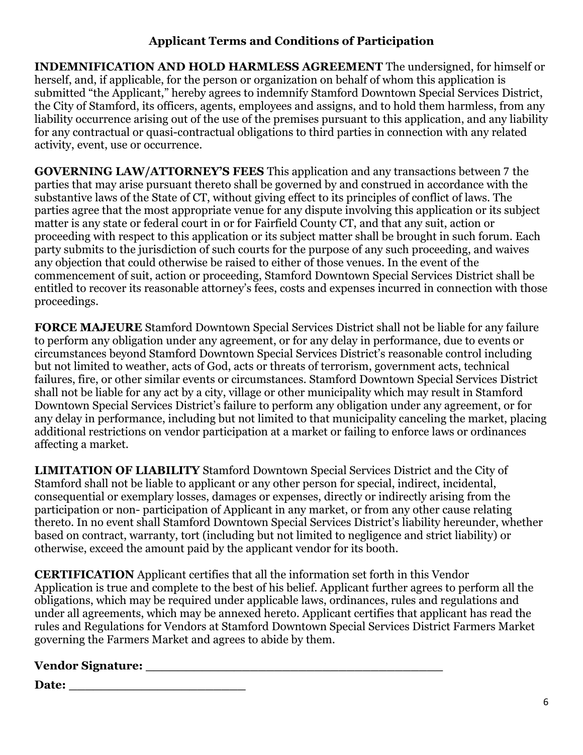## Applicant Terms and Conditions of Participation

**INDEMNIFICATION AND HOLD HARMLESS AGREEMENT** The undersigned, for himself or herself, and, if applicable, for the person or organization on behalf of whom this application is submitted "the Applicant," hereby agrees to indemnify Stamford Downtown Special Services District, the City of Stamford, its officers, agents, employees and assigns, and to hold them harmless, from any liability occurrence arising out of the use of the premises pursuant to this application, and any liability for any contractual or quasi-contractual obligations to third parties in connection with any related activity, event, use or occurrence.

**GOVERNING LAW/ATTORNEY'S FEES** This application and any transactions between 7 the parties that may arise pursuant thereto shall be governed by and construed in accordance with the substantive laws of the State of CT, without giving effect to its principles of conflict of laws. The parties agree that the most appropriate venue for any dispute involving this application or its subject matter is any state or federal court in or for Fairfield County CT, and that any suit, action or proceeding with respect to this application or its subject matter shall be brought in such forum. Each party submits to the jurisdiction of such courts for the purpose of any such proceeding, and waives any objection that could otherwise be raised to either of those venues. In the event of the commencement of suit, action or proceeding, Stamford Downtown Special Services District shall be entitled to recover its reasonable attorney's fees, costs and expenses incurred in connection with those proceedings.

**FORCE MAJEURE** Stamford Downtown Special Services District shall not be liable for any failure to perform any obligation under any agreement, or for any delay in performance, due to events or circumstances beyond Stamford Downtown Special Services District's reasonable control including but not limited to weather, acts of God, acts or threats of terrorism, government acts, technical failures, fire, or other similar events or circumstances. Stamford Downtown Special Services District shall not be liable for any act by a city, village or other municipality which may result in Stamford Downtown Special Services District's failure to perform any obligation under any agreement, or for any delay in performance, including but not limited to that municipality canceling the market, placing additional restrictions on vendor participation at a market or failing to enforce laws or ordinances affecting a market.

**LIMITATION OF LIABILITY** Stamford Downtown Special Services District and the City of Stamford shall not be liable to applicant or any other person for special, indirect, incidental, consequential or exemplary losses, damages or expenses, directly or indirectly arising from the participation or non- participation of Applicant in any market, or from any other cause relating thereto. In no event shall Stamford Downtown Special Services District's liability hereunder, whether based on contract, warranty, tort (including but not limited to negligence and strict liability) or otherwise, exceed the amount paid by the applicant vendor for its booth.

**CERTIFICATION** Applicant certifies that all the information set forth in this Vendor Application is true and complete to the best of his belief. Applicant further agrees to perform all the obligations, which may be required under applicable laws, ordinances, rules and regulations and under all agreements, which may be annexed hereto. Applicant certifies that applicant has read the rules and Regulations for Vendors at Stamford Downtown Special Services District Farmers Market governing the Farmers Market and agrees to abide by them.

**Vendor Signature:** ________________________________________

**Date:** ________________________